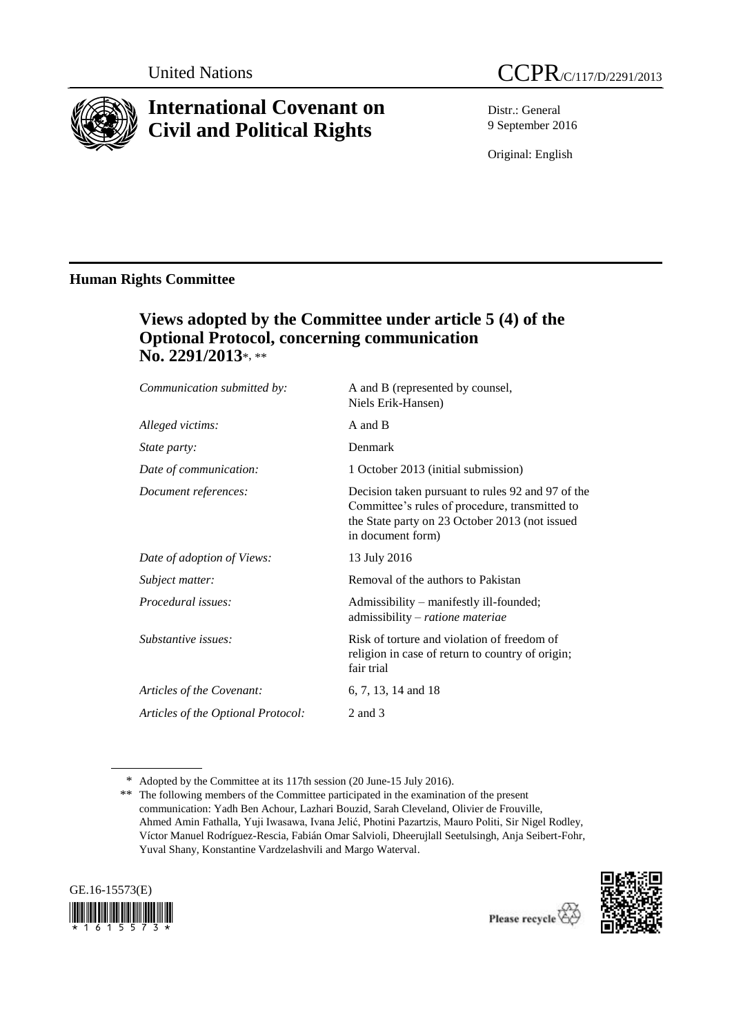United Nations

CCPR/C/117/D/2291/2013

# International Covenant on Civil and Political Rights

Distr.: General
9 September 2016

Original: English

## Human Rights Committee

## Views adopted by the Committee under article 5 (4) of the Optional Protocol, concerning communication No. 2291/2013*, **

| | |
|---|---|
| *Communication submitted by:* | A and B (represented by counsel, Niels Erik-Hansen) |
| *Alleged victims:* | A and B |
| *State party:* | Denmark |
| *Date of communication:* | 1 October 2013 (initial submission) |
| *Document references:* | Decision taken pursuant to rules 92 and 97 of the Committee's rules of procedure, transmitted to the State party on 23 October 2013 (not issued in document form) |
| *Date of adoption of Views:* | 13 July 2016 |
| *Subject matter:* | Removal of the authors to Pakistan |
| *Procedural issues:* | Admissibility – manifestly ill-founded; admissibility – *ratione materiae* |
| *Substantive issues:* | Risk of torture and violation of freedom of religion in case of return to country of origin; fair trial |
| *Articles of the Covenant:* | 6, 7, 13, 14 and 18 |
| *Articles of the Optional Protocol:* | 2 and 3 |

\* Adopted by the Committee at its 117th session (20 June-15 July 2016).

\*\* The following members of the Committee participated in the examination of the present communication: Yadh Ben Achour, Lazhari Bouzid, Sarah Cleveland, Olivier de Frouville, Ahmed Amin Fathalla, Yuji Iwasawa, Ivana Jelić, Photini Pazartzis, Mauro Politi, Sir Nigel Rodley, Víctor Manuel Rodríguez-Rescia, Fabián Omar Salvioli, Dheerujlall Seetulsingh, Anja Seibert-Fohr, Yuval Shany, Konstantine Vardzelashvili and Margo Waterval.

GE.16-15573(E)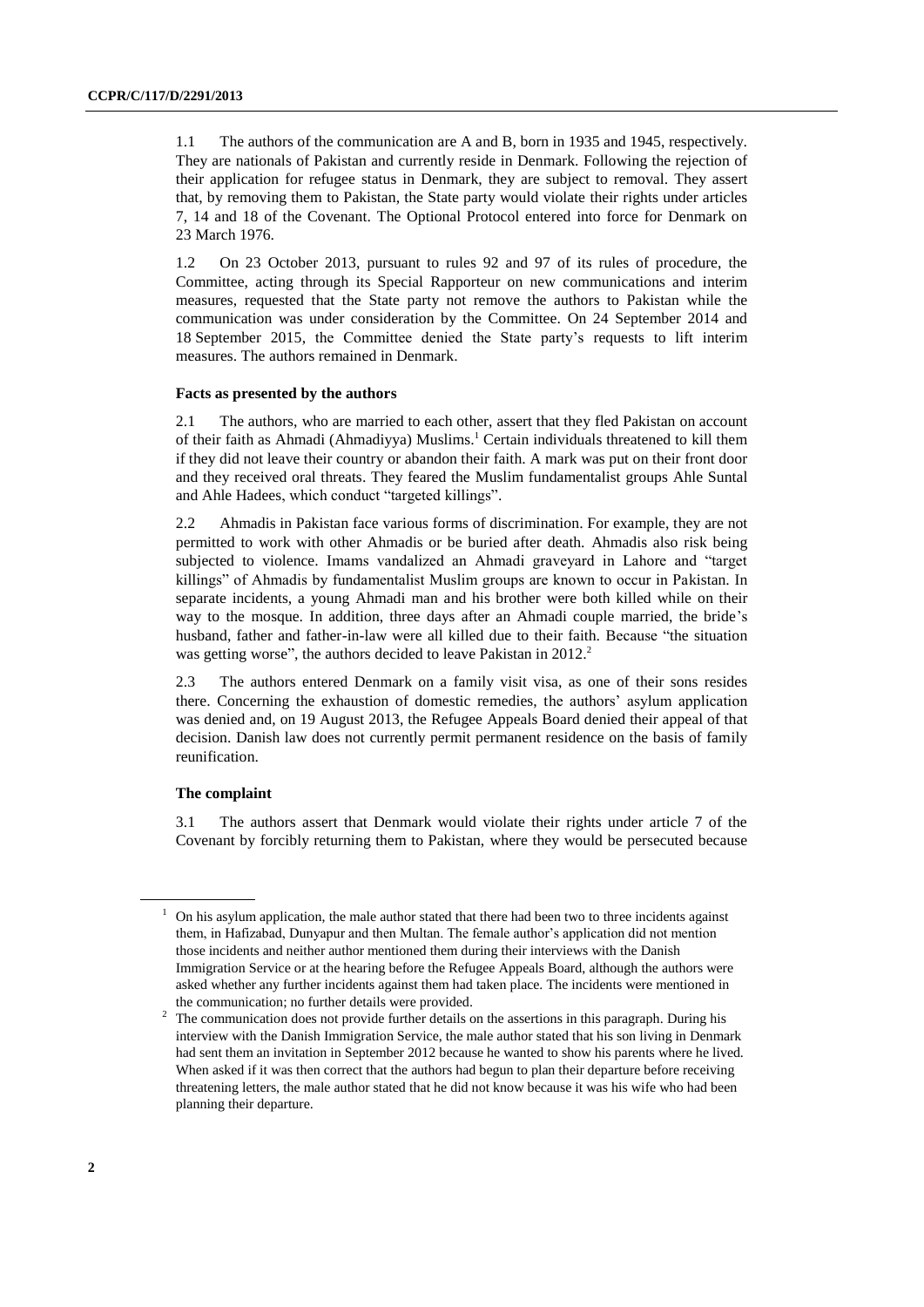1.1 The authors of the communication are A and B, born in 1935 and 1945, respectively. They are nationals of Pakistan and currently reside in Denmark. Following the rejection of their application for refugee status in Denmark, they are subject to removal. They assert that, by removing them to Pakistan, the State party would violate their rights under articles 7, 14 and 18 of the Covenant. The Optional Protocol entered into force for Denmark on 23 March 1976.

1.2 On 23 October 2013, pursuant to rules 92 and 97 of its rules of procedure, the Committee, acting through its Special Rapporteur on new communications and interim measures, requested that the State party not remove the authors to Pakistan while the communication was under consideration by the Committee. On 24 September 2014 and 18 September 2015, the Committee denied the State party's requests to lift interim measures. The authors remained in Denmark.

### Facts as presented by the authors

2.1 The authors, who are married to each other, assert that they fled Pakistan on account of their faith as Ahmadi (Ahmadiyya) Muslims.[1] Certain individuals threatened to kill them if they did not leave their country or abandon their faith. A mark was put on their front door and they received oral threats. They feared the Muslim fundamentalist groups Ahle Suntal and Ahle Hadees, which conduct "targeted killings".

2.2 Ahmadis in Pakistan face various forms of discrimination. For example, they are not permitted to work with other Ahmadis or be buried after death. Ahmadis also risk being subjected to violence. Imams vandalized an Ahmadi graveyard in Lahore and "target killings" of Ahmadis by fundamentalist Muslim groups are known to occur in Pakistan. In separate incidents, a young Ahmadi man and his brother were both killed while on their way to the mosque. In addition, three days after an Ahmadi couple married, the bride's husband, father and father-in-law were all killed due to their faith. Because "the situation was getting worse", the authors decided to leave Pakistan in 2012.[2]

2.3 The authors entered Denmark on a family visit visa, as one of their sons resides there. Concerning the exhaustion of domestic remedies, the authors' asylum application was denied and, on 19 August 2013, the Refugee Appeals Board denied their appeal of that decision. Danish law does not currently permit permanent residence on the basis of family reunification.

### The complaint

3.1 The authors assert that Denmark would violate their rights under article 7 of the Covenant by forcibly returning them to Pakistan, where they would be persecuted because

---

[1] On his asylum application, the male author stated that there had been two to three incidents against them, in Hafizabad, Dunyapur and then Multan. The female author's application did not mention those incidents and neither author mentioned them during their interviews with the Danish Immigration Service or at the hearing before the Refugee Appeals Board, although the authors were asked whether any further incidents against them had taken place. The incidents were mentioned in the communication; no further details were provided.

[2] The communication does not provide further details on the assertions in this paragraph. During his interview with the Danish Immigration Service, the male author stated that his son living in Denmark had sent them an invitation in September 2012 because he wanted to show his parents where he lived. When asked if it was then correct that the authors had begun to plan their departure before receiving threatening letters, the male author stated that he did not know because it was his wife who had been planning their departure.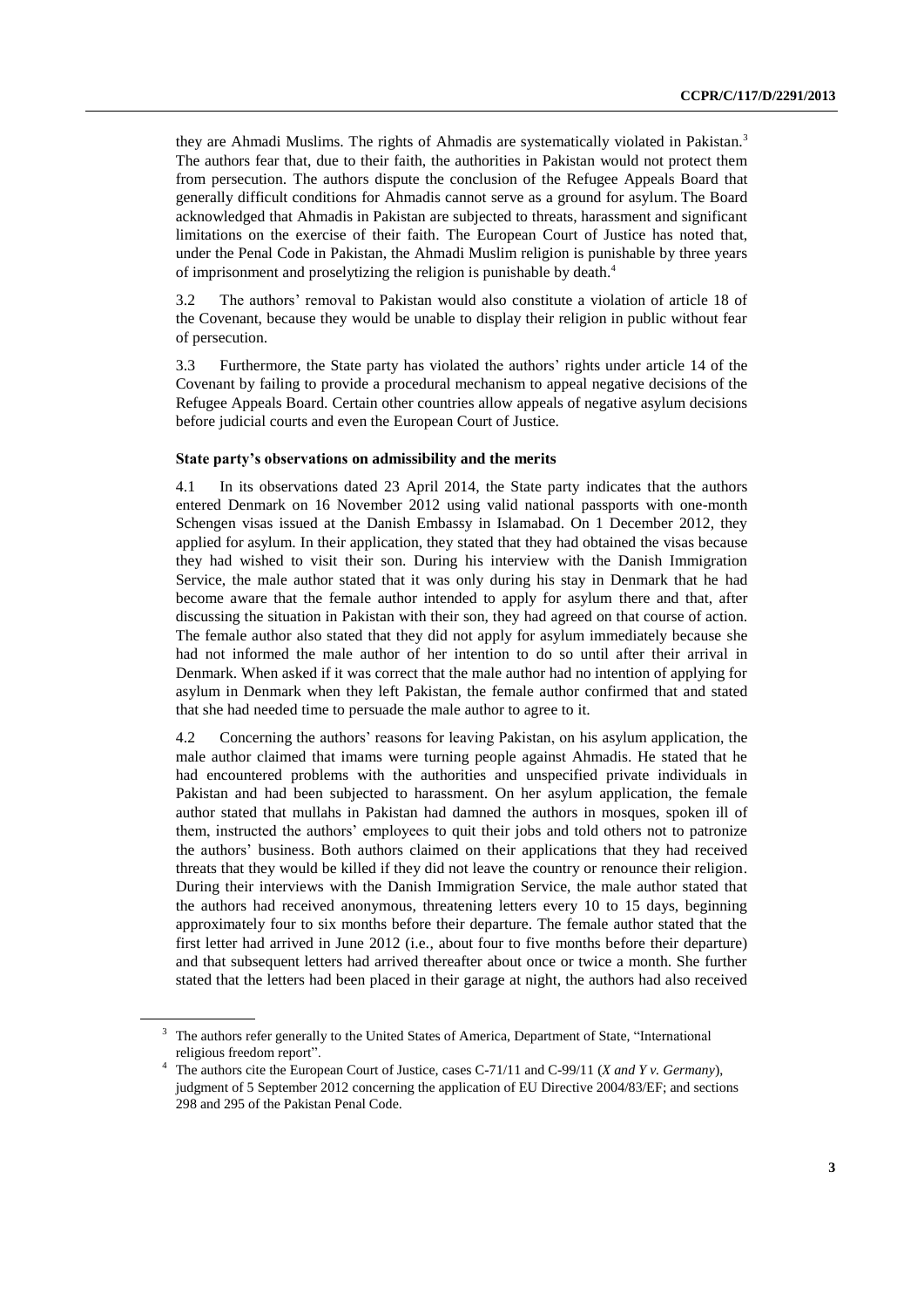they are Ahmadi Muslims. The rights of Ahmadis are systematically violated in Pakistan.[3] The authors fear that, due to their faith, the authorities in Pakistan would not protect them from persecution. The authors dispute the conclusion of the Refugee Appeals Board that generally difficult conditions for Ahmadis cannot serve as a ground for asylum. The Board acknowledged that Ahmadis in Pakistan are subjected to threats, harassment and significant limitations on the exercise of their faith. The European Court of Justice has noted that, under the Penal Code in Pakistan, the Ahmadi Muslim religion is punishable by three years of imprisonment and proselytizing the religion is punishable by death.[4]

3.2 The authors' removal to Pakistan would also constitute a violation of article 18 of the Covenant, because they would be unable to display their religion in public without fear of persecution.

3.3 Furthermore, the State party has violated the authors' rights under article 14 of the Covenant by failing to provide a procedural mechanism to appeal negative decisions of the Refugee Appeals Board. Certain other countries allow appeals of negative asylum decisions before judicial courts and even the European Court of Justice.

### State party's observations on admissibility and the merits

4.1 In its observations dated 23 April 2014, the State party indicates that the authors entered Denmark on 16 November 2012 using valid national passports with one-month Schengen visas issued at the Danish Embassy in Islamabad. On 1 December 2012, they applied for asylum. In their application, they stated that they had obtained the visas because they had wished to visit their son. During his interview with the Danish Immigration Service, the male author stated that it was only during his stay in Denmark that he had become aware that the female author intended to apply for asylum there and that, after discussing the situation in Pakistan with their son, they had agreed on that course of action. The female author also stated that they did not apply for asylum immediately because she had not informed the male author of her intention to do so until after their arrival in Denmark. When asked if it was correct that the male author had no intention of applying for asylum in Denmark when they left Pakistan, the female author confirmed that and stated that she had needed time to persuade the male author to agree to it.

4.2 Concerning the authors' reasons for leaving Pakistan, on his asylum application, the male author claimed that imams were turning people against Ahmadis. He stated that he had encountered problems with the authorities and unspecified private individuals in Pakistan and had been subjected to harassment. On her asylum application, the female author stated that mullahs in Pakistan had damned the authors in mosques, spoken ill of them, instructed the authors' employees to quit their jobs and told others not to patronize the authors' business. Both authors claimed on their applications that they had received threats that they would be killed if they did not leave the country or renounce their religion. During their interviews with the Danish Immigration Service, the male author stated that the authors had received anonymous, threatening letters every 10 to 15 days, beginning approximately four to six months before their departure. The female author stated that the first letter had arrived in June 2012 (i.e., about four to five months before their departure) and that subsequent letters had arrived thereafter about once or twice a month. She further stated that the letters had been placed in their garage at night, the authors had also received

[3] The authors refer generally to the United States of America, Department of State, "International religious freedom report".

[4] The authors cite the European Court of Justice, cases C-71/11 and C-99/11 (*X and Y v. Germany*), judgment of 5 September 2012 concerning the application of EU Directive 2004/83/EF; and sections 298 and 295 of the Pakistan Penal Code.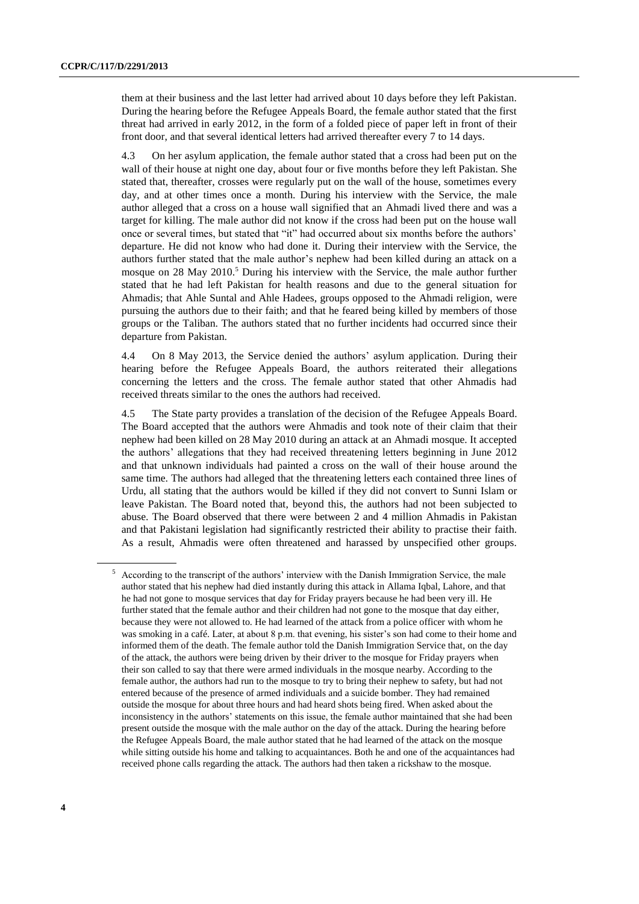them at their business and the last letter had arrived about 10 days before they left Pakistan. During the hearing before the Refugee Appeals Board, the female author stated that the first threat had arrived in early 2012, in the form of a folded piece of paper left in front of their front door, and that several identical letters had arrived thereafter every 7 to 14 days.

4.3 On her asylum application, the female author stated that a cross had been put on the wall of their house at night one day, about four or five months before they left Pakistan. She stated that, thereafter, crosses were regularly put on the wall of the house, sometimes every day, and at other times once a month. During his interview with the Service, the male author alleged that a cross on a house wall signified that an Ahmadi lived there and was a target for killing. The male author did not know if the cross had been put on the house wall once or several times, but stated that "it" had occurred about six months before the authors' departure. He did not know who had done it. During their interview with the Service, the authors further stated that the male author's nephew had been killed during an attack on a mosque on 28 May 2010.[5] During his interview with the Service, the male author further stated that he had left Pakistan for health reasons and due to the general situation for Ahmadis; that Ahle Suntal and Ahle Hadees, groups opposed to the Ahmadi religion, were pursuing the authors due to their faith; and that he feared being killed by members of those groups or the Taliban. The authors stated that no further incidents had occurred since their departure from Pakistan.

4.4 On 8 May 2013, the Service denied the authors' asylum application. During their hearing before the Refugee Appeals Board, the authors reiterated their allegations concerning the letters and the cross. The female author stated that other Ahmadis had received threats similar to the ones the authors had received.

4.5 The State party provides a translation of the decision of the Refugee Appeals Board. The Board accepted that the authors were Ahmadis and took note of their claim that their nephew had been killed on 28 May 2010 during an attack at an Ahmadi mosque. It accepted the authors' allegations that they had received threatening letters beginning in June 2012 and that unknown individuals had painted a cross on the wall of their house around the same time. The authors had alleged that the threatening letters each contained three lines of Urdu, all stating that the authors would be killed if they did not convert to Sunni Islam or leave Pakistan. The Board noted that, beyond this, the authors had not been subjected to abuse. The Board observed that there were between 2 and 4 million Ahmadis in Pakistan and that Pakistani legislation had significantly restricted their ability to practise their faith. As a result, Ahmadis were often threatened and harassed by unspecified other groups.

[5] According to the transcript of the authors' interview with the Danish Immigration Service, the male author stated that his nephew had died instantly during this attack in Allama Iqbal, Lahore, and that he had not gone to mosque services that day for Friday prayers because he had been very ill. He further stated that the female author and their children had not gone to the mosque that day either, because they were not allowed to. He had learned of the attack from a police officer with whom he was smoking in a café. Later, at about 8 p.m. that evening, his sister's son had come to their home and informed them of the death. The female author told the Danish Immigration Service that, on the day of the attack, the authors were being driven by their driver to the mosque for Friday prayers when their son called to say that there were armed individuals in the mosque nearby. According to the female author, the authors had run to the mosque to try to bring their nephew to safety, but had not entered because of the presence of armed individuals and a suicide bomber. They had remained outside the mosque for about three hours and had heard shots being fired. When asked about the inconsistency in the authors' statements on this issue, the female author maintained that she had been present outside the mosque with the male author on the day of the attack. During the hearing before the Refugee Appeals Board, the male author stated that he had learned of the attack on the mosque while sitting outside his home and talking to acquaintances. Both he and one of the acquaintances had received phone calls regarding the attack. The authors had then taken a rickshaw to the mosque.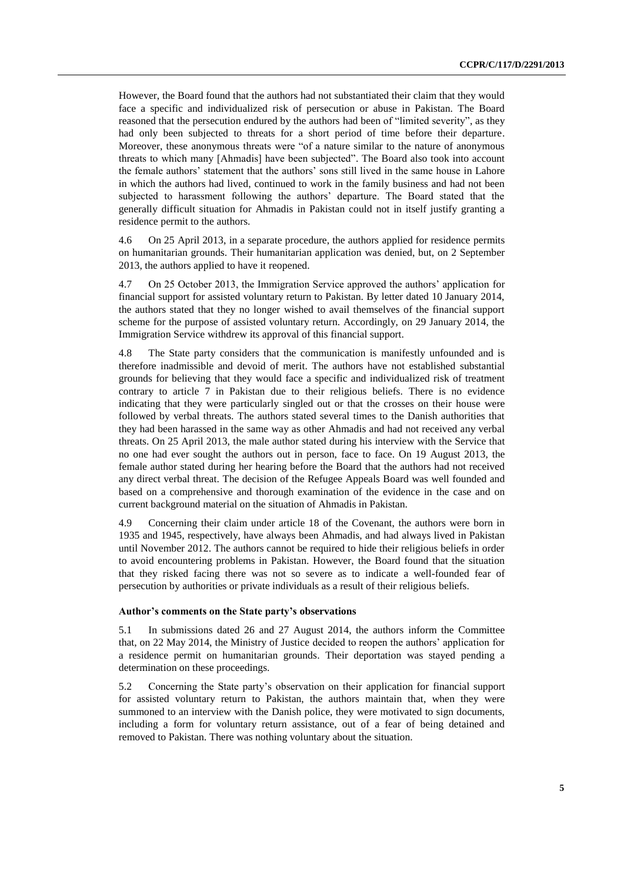However, the Board found that the authors had not substantiated their claim that they would face a specific and individualized risk of persecution or abuse in Pakistan. The Board reasoned that the persecution endured by the authors had been of "limited severity", as they had only been subjected to threats for a short period of time before their departure. Moreover, these anonymous threats were "of a nature similar to the nature of anonymous threats to which many [Ahmadis] have been subjected". The Board also took into account the female authors' statement that the authors' sons still lived in the same house in Lahore in which the authors had lived, continued to work in the family business and had not been subjected to harassment following the authors' departure. The Board stated that the generally difficult situation for Ahmadis in Pakistan could not in itself justify granting a residence permit to the authors.

4.6 On 25 April 2013, in a separate procedure, the authors applied for residence permits on humanitarian grounds. Their humanitarian application was denied, but, on 2 September 2013, the authors applied to have it reopened.

4.7 On 25 October 2013, the Immigration Service approved the authors' application for financial support for assisted voluntary return to Pakistan. By letter dated 10 January 2014, the authors stated that they no longer wished to avail themselves of the financial support scheme for the purpose of assisted voluntary return. Accordingly, on 29 January 2014, the Immigration Service withdrew its approval of this financial support.

4.8 The State party considers that the communication is manifestly unfounded and is therefore inadmissible and devoid of merit. The authors have not established substantial grounds for believing that they would face a specific and individualized risk of treatment contrary to article 7 in Pakistan due to their religious beliefs. There is no evidence indicating that they were particularly singled out or that the crosses on their house were followed by verbal threats. The authors stated several times to the Danish authorities that they had been harassed in the same way as other Ahmadis and had not received any verbal threats. On 25 April 2013, the male author stated during his interview with the Service that no one had ever sought the authors out in person, face to face. On 19 August 2013, the female author stated during her hearing before the Board that the authors had not received any direct verbal threat. The decision of the Refugee Appeals Board was well founded and based on a comprehensive and thorough examination of the evidence in the case and on current background material on the situation of Ahmadis in Pakistan.

4.9 Concerning their claim under article 18 of the Covenant, the authors were born in 1935 and 1945, respectively, have always been Ahmadis, and had always lived in Pakistan until November 2012. The authors cannot be required to hide their religious beliefs in order to avoid encountering problems in Pakistan. However, the Board found that the situation that they risked facing there was not so severe as to indicate a well-founded fear of persecution by authorities or private individuals as a result of their religious beliefs.

### Author's comments on the State party's observations

5.1 In submissions dated 26 and 27 August 2014, the authors inform the Committee that, on 22 May 2014, the Ministry of Justice decided to reopen the authors' application for a residence permit on humanitarian grounds. Their deportation was stayed pending a determination on these proceedings.

5.2 Concerning the State party's observation on their application for financial support for assisted voluntary return to Pakistan, the authors maintain that, when they were summoned to an interview with the Danish police, they were motivated to sign documents, including a form for voluntary return assistance, out of a fear of being detained and removed to Pakistan. There was nothing voluntary about the situation.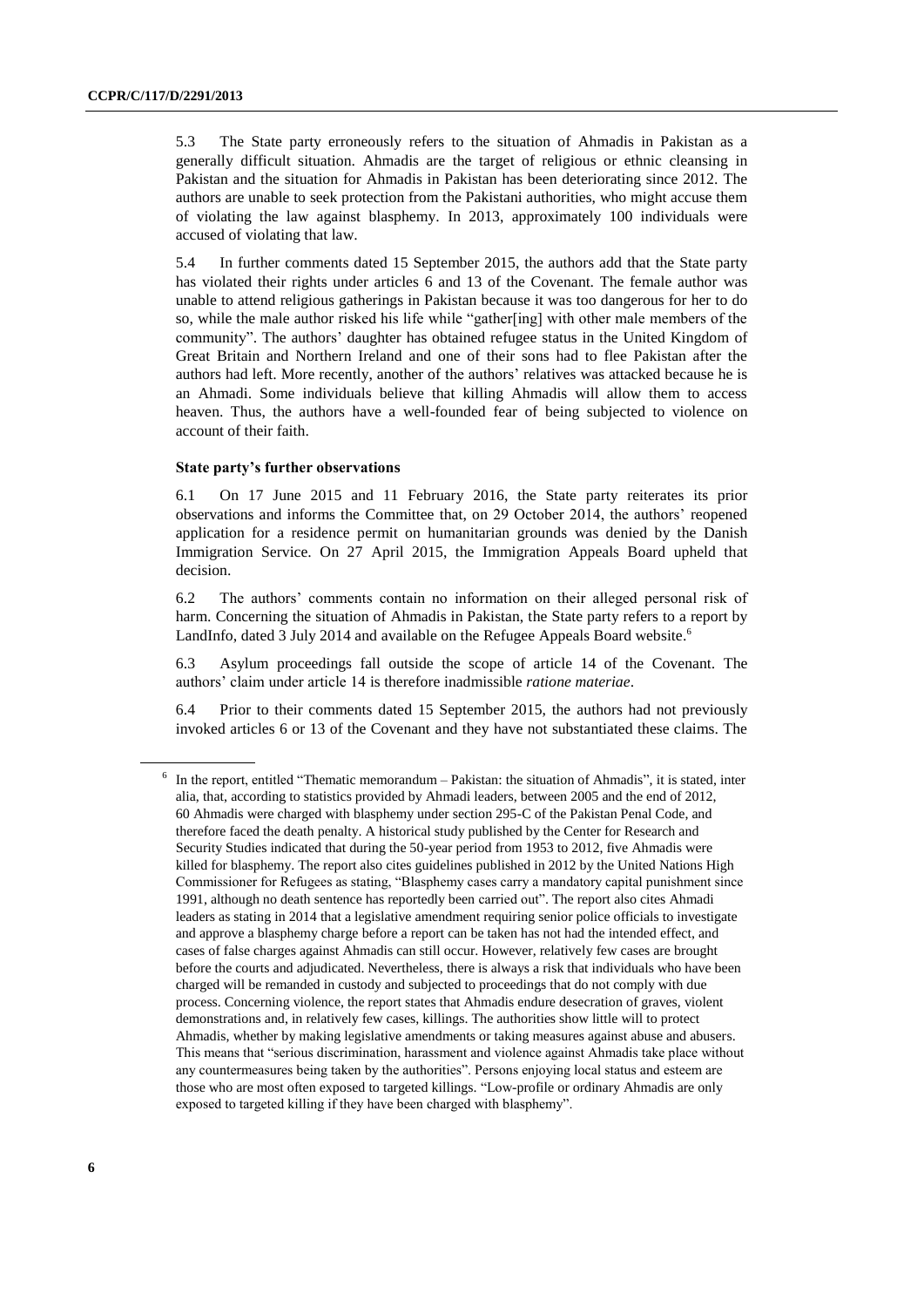5.3 The State party erroneously refers to the situation of Ahmadis in Pakistan as a generally difficult situation. Ahmadis are the target of religious or ethnic cleansing in Pakistan and the situation for Ahmadis in Pakistan has been deteriorating since 2012. The authors are unable to seek protection from the Pakistani authorities, who might accuse them of violating the law against blasphemy. In 2013, approximately 100 individuals were accused of violating that law.

5.4 In further comments dated 15 September 2015, the authors add that the State party has violated their rights under articles 6 and 13 of the Covenant. The female author was unable to attend religious gatherings in Pakistan because it was too dangerous for her to do so, while the male author risked his life while "gather[ing] with other male members of the community". The authors' daughter has obtained refugee status in the United Kingdom of Great Britain and Northern Ireland and one of their sons had to flee Pakistan after the authors had left. More recently, another of the authors' relatives was attacked because he is an Ahmadi. Some individuals believe that killing Ahmadis will allow them to access heaven. Thus, the authors have a well-founded fear of being subjected to violence on account of their faith.

### State party's further observations

6.1 On 17 June 2015 and 11 February 2016, the State party reiterates its prior observations and informs the Committee that, on 29 October 2014, the authors' reopened application for a residence permit on humanitarian grounds was denied by the Danish Immigration Service. On 27 April 2015, the Immigration Appeals Board upheld that decision.

6.2 The authors' comments contain no information on their alleged personal risk of harm. Concerning the situation of Ahmadis in Pakistan, the State party refers to a report by LandInfo, dated 3 July 2014 and available on the Refugee Appeals Board website.[6]

6.3 Asylum proceedings fall outside the scope of article 14 of the Covenant. The authors' claim under article 14 is therefore inadmissible *ratione materiae*.

6.4 Prior to their comments dated 15 September 2015, the authors had not previously invoked articles 6 or 13 of the Covenant and they have not substantiated these claims. The

[6] In the report, entitled "Thematic memorandum – Pakistan: the situation of Ahmadis", it is stated, inter alia, that, according to statistics provided by Ahmadi leaders, between 2005 and the end of 2012, 60 Ahmadis were charged with blasphemy under section 295-C of the Pakistan Penal Code, and therefore faced the death penalty. A historical study published by the Center for Research and Security Studies indicated that during the 50-year period from 1953 to 2012, five Ahmadis were killed for blasphemy. The report also cites guidelines published in 2012 by the United Nations High Commissioner for Refugees as stating, "Blasphemy cases carry a mandatory capital punishment since 1991, although no death sentence has reportedly been carried out". The report also cites Ahmadi leaders as stating in 2014 that a legislative amendment requiring senior police officials to investigate and approve a blasphemy charge before a report can be taken has not had the intended effect, and cases of false charges against Ahmadis can still occur. However, relatively few cases are brought before the courts and adjudicated. Nevertheless, there is always a risk that individuals who have been charged will be remanded in custody and subjected to proceedings that do not comply with due process. Concerning violence, the report states that Ahmadis endure desecration of graves, violent demonstrations and, in relatively few cases, killings. The authorities show little will to protect Ahmadis, whether by making legislative amendments or taking measures against abuse and abusers. This means that "serious discrimination, harassment and violence against Ahmadis take place without any countermeasures being taken by the authorities". Persons enjoying local status and esteem are those who are most often exposed to targeted killings. "Low-profile or ordinary Ahmadis are only exposed to targeted killing if they have been charged with blasphemy".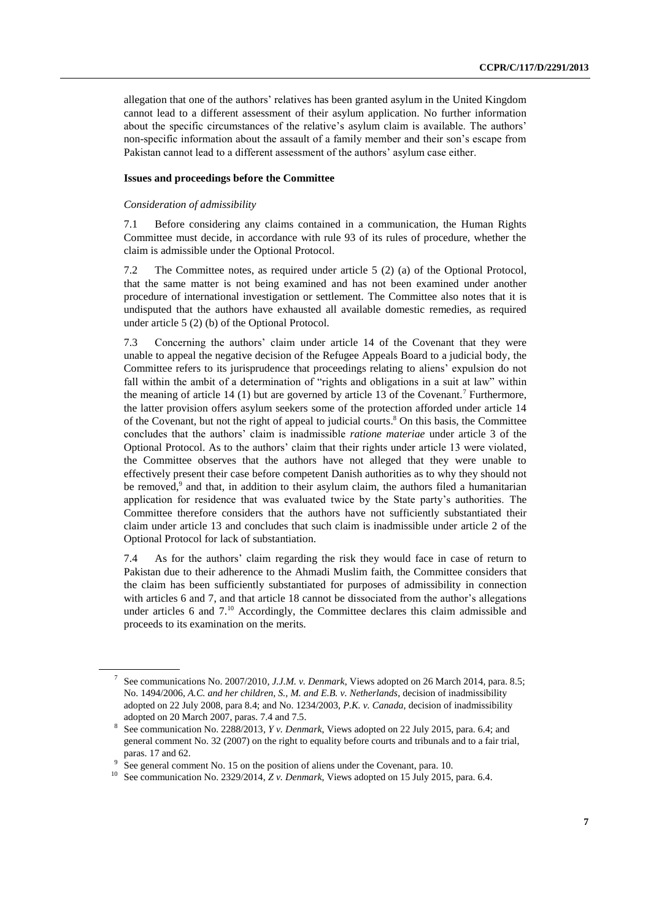allegation that one of the authors' relatives has been granted asylum in the United Kingdom cannot lead to a different assessment of their asylum application. No further information about the specific circumstances of the relative's asylum claim is available. The authors' non-specific information about the assault of a family member and their son's escape from Pakistan cannot lead to a different assessment of the authors' asylum case either.

### Issues and proceedings before the Committee

*Consideration of admissibility*

7.1 Before considering any claims contained in a communication, the Human Rights Committee must decide, in accordance with rule 93 of its rules of procedure, whether the claim is admissible under the Optional Protocol.

7.2 The Committee notes, as required under article 5 (2) (a) of the Optional Protocol, that the same matter is not being examined and has not been examined under another procedure of international investigation or settlement. The Committee also notes that it is undisputed that the authors have exhausted all available domestic remedies, as required under article 5 (2) (b) of the Optional Protocol.

7.3 Concerning the authors' claim under article 14 of the Covenant that they were unable to appeal the negative decision of the Refugee Appeals Board to a judicial body, the Committee refers to its jurisprudence that proceedings relating to aliens' expulsion do not fall within the ambit of a determination of "rights and obligations in a suit at law" within the meaning of article 14 (1) but are governed by article 13 of the Covenant.[7] Furthermore, the latter provision offers asylum seekers some of the protection afforded under article 14 of the Covenant, but not the right of appeal to judicial courts.[8] On this basis, the Committee concludes that the authors' claim is inadmissible *ratione materiae* under article 3 of the Optional Protocol. As to the authors' claim that their rights under article 13 were violated, the Committee observes that the authors have not alleged that they were unable to effectively present their case before competent Danish authorities as to why they should not be removed,[9] and that, in addition to their asylum claim, the authors filed a humanitarian application for residence that was evaluated twice by the State party's authorities. The Committee therefore considers that the authors have not sufficiently substantiated their claim under article 13 and concludes that such claim is inadmissible under article 2 of the Optional Protocol for lack of substantiation.

7.4 As for the authors' claim regarding the risk they would face in case of return to Pakistan due to their adherence to the Ahmadi Muslim faith, the Committee considers that the claim has been sufficiently substantiated for purposes of admissibility in connection with articles 6 and 7, and that article 18 cannot be dissociated from the author's allegations under articles 6 and 7.[10] Accordingly, the Committee declares this claim admissible and proceeds to its examination on the merits.

---

[7] See communications No. 2007/2010, *J.J.M. v. Denmark*, Views adopted on 26 March 2014, para. 8.5; No. 1494/2006, *A.C. and her children, S., M. and E.B. v. Netherlands*, decision of inadmissibility adopted on 22 July 2008, para 8.4; and No. 1234/2003, *P.K. v. Canada*, decision of inadmissibility adopted on 20 March 2007, paras. 7.4 and 7.5.

[8] See communication No. 2288/2013, *Y v. Denmark*, Views adopted on 22 July 2015, para. 6.4; and general comment No. 32 (2007) on the right to equality before courts and tribunals and to a fair trial, paras. 17 and 62.

[9] See general comment No. 15 on the position of aliens under the Covenant, para. 10.

[10] See communication No. 2329/2014, *Z v. Denmark*, Views adopted on 15 July 2015, para. 6.4.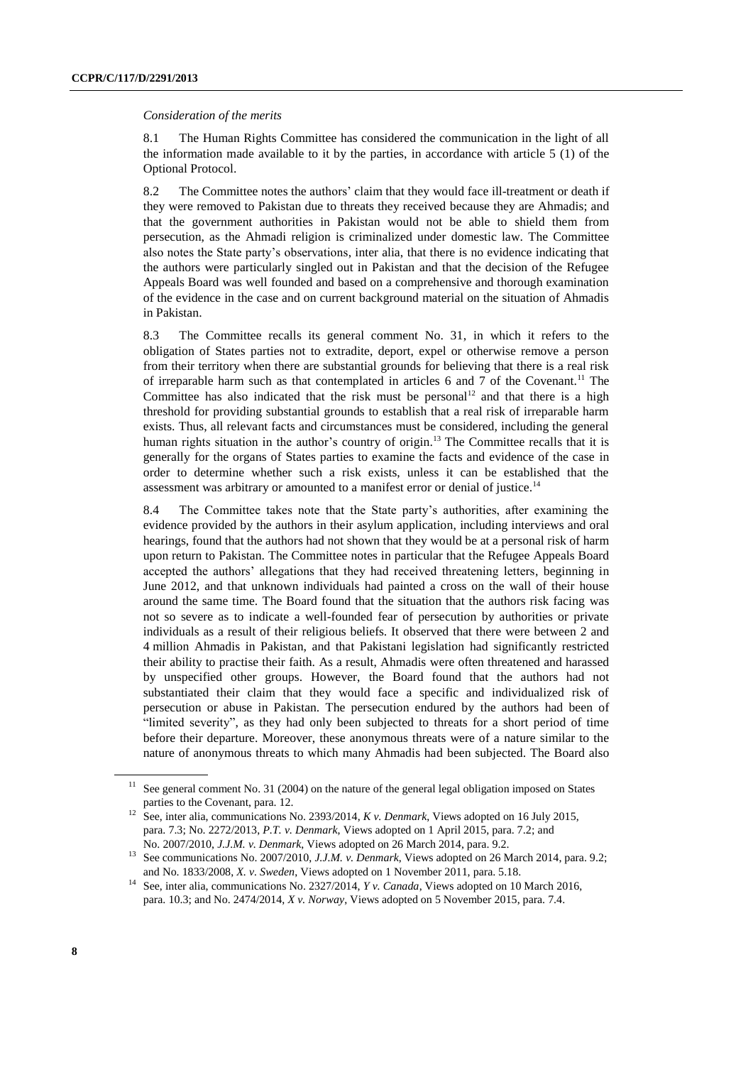*Consideration of the merits*

8.1 The Human Rights Committee has considered the communication in the light of all the information made available to it by the parties, in accordance with article 5 (1) of the Optional Protocol.

8.2 The Committee notes the authors' claim that they would face ill-treatment or death if they were removed to Pakistan due to threats they received because they are Ahmadis; and that the government authorities in Pakistan would not be able to shield them from persecution, as the Ahmadi religion is criminalized under domestic law. The Committee also notes the State party's observations, inter alia, that there is no evidence indicating that the authors were particularly singled out in Pakistan and that the decision of the Refugee Appeals Board was well founded and based on a comprehensive and thorough examination of the evidence in the case and on current background material on the situation of Ahmadis in Pakistan.

8.3 The Committee recalls its general comment No. 31, in which it refers to the obligation of States parties not to extradite, deport, expel or otherwise remove a person from their territory when there are substantial grounds for believing that there is a real risk of irreparable harm such as that contemplated in articles 6 and 7 of the Covenant.[11] The Committee has also indicated that the risk must be personal[12] and that there is a high threshold for providing substantial grounds to establish that a real risk of irreparable harm exists. Thus, all relevant facts and circumstances must be considered, including the general human rights situation in the author's country of origin.[13] The Committee recalls that it is generally for the organs of States parties to examine the facts and evidence of the case in order to determine whether such a risk exists, unless it can be established that the assessment was arbitrary or amounted to a manifest error or denial of justice.[14]

8.4 The Committee takes note that the State party's authorities, after examining the evidence provided by the authors in their asylum application, including interviews and oral hearings, found that the authors had not shown that they would be at a personal risk of harm upon return to Pakistan. The Committee notes in particular that the Refugee Appeals Board accepted the authors' allegations that they had received threatening letters, beginning in June 2012, and that unknown individuals had painted a cross on the wall of their house around the same time. The Board found that the situation that the authors risk facing was not so severe as to indicate a well-founded fear of persecution by authorities or private individuals as a result of their religious beliefs. It observed that there were between 2 and 4 million Ahmadis in Pakistan, and that Pakistani legislation had significantly restricted their ability to practise their faith. As a result, Ahmadis were often threatened and harassed by unspecified other groups. However, the Board found that the authors had not substantiated their claim that they would face a specific and individualized risk of persecution or abuse in Pakistan. The persecution endured by the authors had been of "limited severity", as they had only been subjected to threats for a short period of time before their departure. Moreover, these anonymous threats were of a nature similar to the nature of anonymous threats to which many Ahmadis had been subjected. The Board also

---

[11] See general comment No. 31 (2004) on the nature of the general legal obligation imposed on States parties to the Covenant, para. 12.

[12] See, inter alia, communications No. 2393/2014, *K v. Denmark*, Views adopted on 16 July 2015, para. 7.3; No. 2272/2013, *P.T. v. Denmark*, Views adopted on 1 April 2015, para. 7.2; and No. 2007/2010, *J.J.M. v. Denmark*, Views adopted on 26 March 2014, para. 9.2.

[13] See communications No. 2007/2010, *J.J.M. v. Denmark*, Views adopted on 26 March 2014, para. 9.2; and No. 1833/2008, *X. v. Sweden*, Views adopted on 1 November 2011, para. 5.18.

[14] See, inter alia, communications No. 2327/2014, *Y v. Canada*, Views adopted on 10 March 2016, para. 10.3; and No. 2474/2014, *X v. Norway*, Views adopted on 5 November 2015, para. 7.4.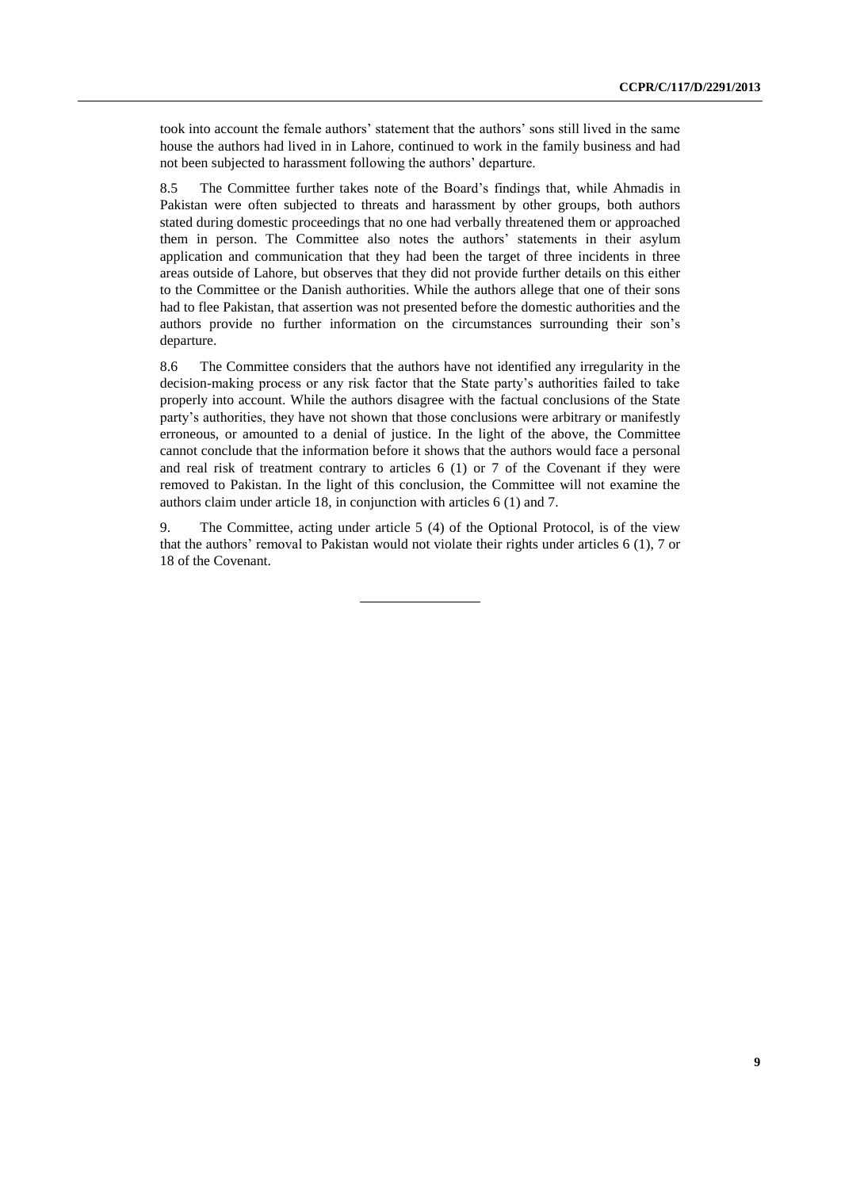took into account the female authors' statement that the authors' sons still lived in the same house the authors had lived in in Lahore, continued to work in the family business and had not been subjected to harassment following the authors' departure.

8.5 The Committee further takes note of the Board's findings that, while Ahmadis in Pakistan were often subjected to threats and harassment by other groups, both authors stated during domestic proceedings that no one had verbally threatened them or approached them in person. The Committee also notes the authors' statements in their asylum application and communication that they had been the target of three incidents in three areas outside of Lahore, but observes that they did not provide further details on this either to the Committee or the Danish authorities. While the authors allege that one of their sons had to flee Pakistan, that assertion was not presented before the domestic authorities and the authors provide no further information on the circumstances surrounding their son's departure.

8.6 The Committee considers that the authors have not identified any irregularity in the decision-making process or any risk factor that the State party's authorities failed to take properly into account. While the authors disagree with the factual conclusions of the State party's authorities, they have not shown that those conclusions were arbitrary or manifestly erroneous, or amounted to a denial of justice. In the light of the above, the Committee cannot conclude that the information before it shows that the authors would face a personal and real risk of treatment contrary to articles 6 (1) or 7 of the Covenant if they were removed to Pakistan. In the light of this conclusion, the Committee will not examine the authors claim under article 18, in conjunction with articles 6 (1) and 7.

9. The Committee, acting under article 5 (4) of the Optional Protocol, is of the view that the authors' removal to Pakistan would not violate their rights under articles 6 (1), 7 or 18 of the Covenant.